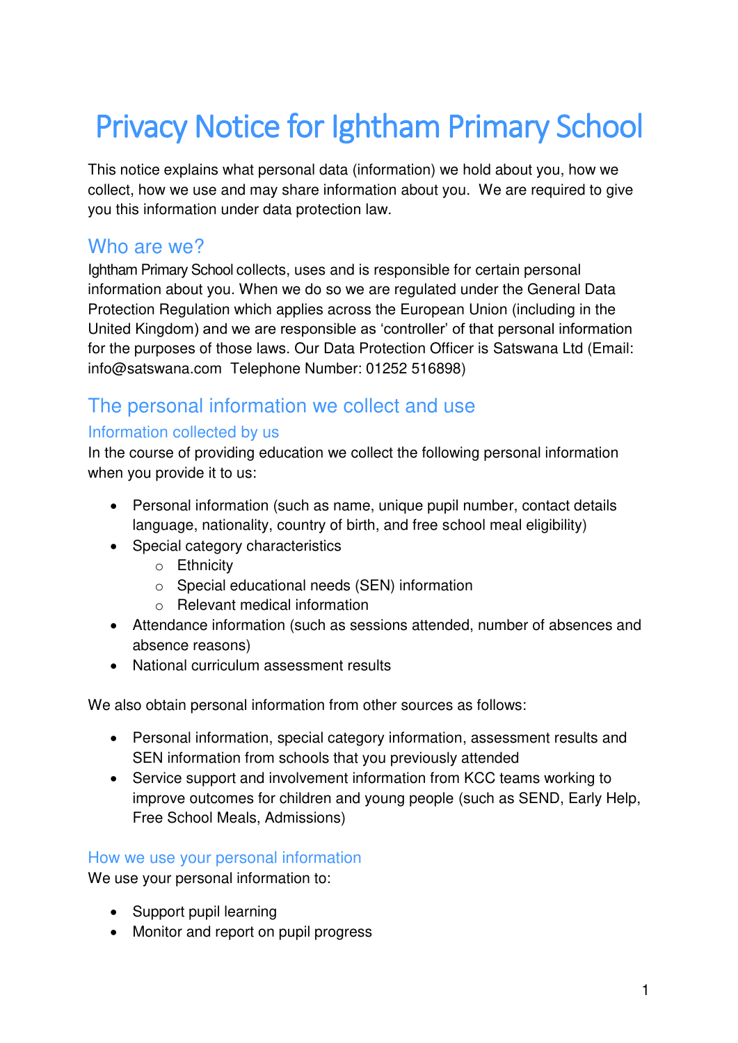# Privacy Notice for Ightham Primary School

This notice explains what personal data (information) we hold about you, how we collect, how we use and may share information about you. We are required to give you this information under data protection law.

## Who are we?

Ightham Primary School collects, uses and is responsible for certain personal information about you. When we do so we are regulated under the General Data Protection Regulation which applies across the European Union (including in the United Kingdom) and we are responsible as 'controller' of that personal information for the purposes of those laws. Our Data Protection Officer is Satswana Ltd (Email: info@satswana.com Telephone Number: 01252 516898)

## The personal information we collect and use

### Information collected by us

In the course of providing education we collect the following personal information when you provide it to us:

- Personal information (such as name, unique pupil number, contact details language, nationality, country of birth, and free school meal eligibility)
- Special category characteristics
  - Ethnicity
  - Special educational needs (SEN) information
  - Relevant medical information
- Attendance information (such as sessions attended, number of absences and absence reasons)
- National curriculum assessment results

We also obtain personal information from other sources as follows:

- Personal information, special category information, assessment results and SEN information from schools that you previously attended
- Service support and involvement information from KCC teams working to improve outcomes for children and young people (such as SEND, Early Help, Free School Meals, Admissions)

### How we use your personal information

We use your personal information to:

- Support pupil learning
- Monitor and report on pupil progress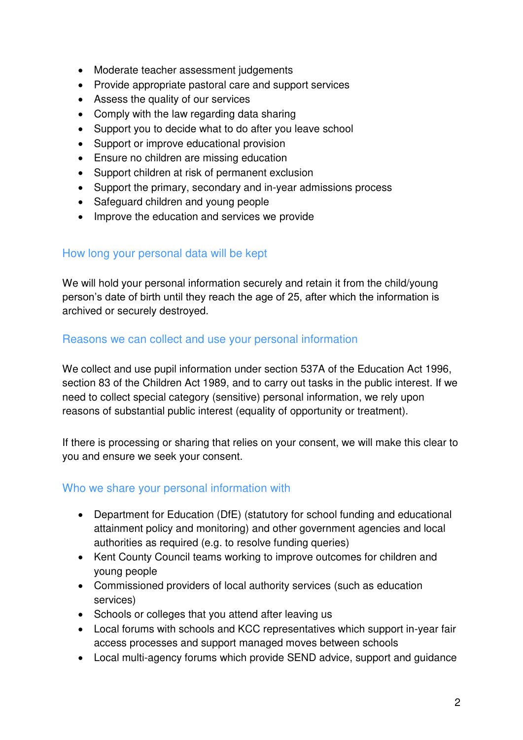- Moderate teacher assessment judgements
- Provide appropriate pastoral care and support services
- Assess the quality of our services
- Comply with the law regarding data sharing
- Support you to decide what to do after you leave school
- Support or improve educational provision
- Ensure no children are missing education
- Support children at risk of permanent exclusion
- Support the primary, secondary and in-year admissions process
- Safeguard children and young people
- Improve the education and services we provide

## How long your personal data will be kept

We will hold your personal information securely and retain it from the child/young person's date of birth until they reach the age of 25, after which the information is archived or securely destroyed.

## Reasons we can collect and use your personal information

We collect and use pupil information under section 537A of the Education Act 1996, section 83 of the Children Act 1989, and to carry out tasks in the public interest. If we need to collect special category (sensitive) personal information, we rely upon reasons of substantial public interest (equality of opportunity or treatment).

If there is processing or sharing that relies on your consent, we will make this clear to you and ensure we seek your consent.

## Who we share your personal information with

- Department for Education (DfE) (statutory for school funding and educational attainment policy and monitoring) and other government agencies and local authorities as required (e.g. to resolve funding queries)
- Kent County Council teams working to improve outcomes for children and young people
- Commissioned providers of local authority services (such as education services)
- Schools or colleges that you attend after leaving us
- Local forums with schools and KCC representatives which support in-year fair access processes and support managed moves between schools
- Local multi-agency forums which provide SEND advice, support and guidance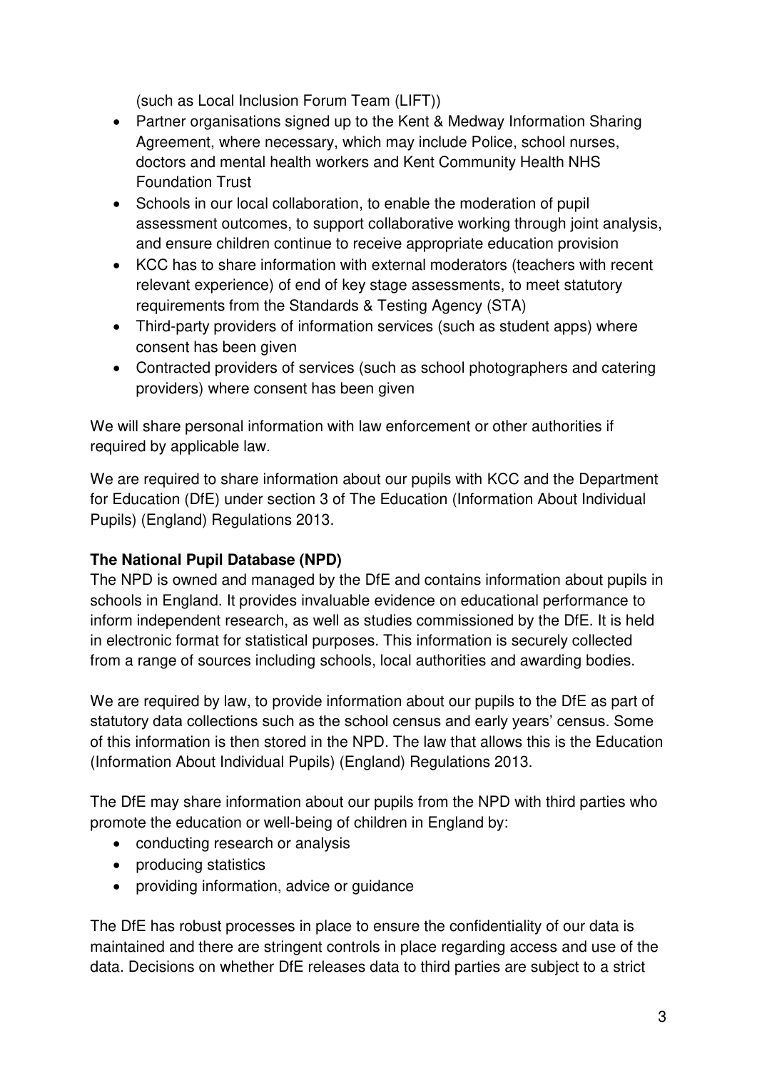(such as Local Inclusion Forum Team (LIFT))

- Partner organisations signed up to the Kent & Medway Information Sharing Agreement, where necessary, which may include Police, school nurses, doctors and mental health workers and Kent Community Health NHS Foundation Trust
- Schools in our local collaboration, to enable the moderation of pupil assessment outcomes, to support collaborative working through joint analysis, and ensure children continue to receive appropriate education provision
- KCC has to share information with external moderators (teachers with recent relevant experience) of end of key stage assessments, to meet statutory requirements from the Standards & Testing Agency (STA)
- Third-party providers of information services (such as student apps) where consent has been given
- Contracted providers of services (such as school photographers and catering providers) where consent has been given

We will share personal information with law enforcement or other authorities if required by applicable law.

We are required to share information about our pupils with KCC and the Department for Education (DfE) under section 3 of The Education (Information About Individual Pupils) (England) Regulations 2013.

**The National Pupil Database (NPD)**

The NPD is owned and managed by the DfE and contains information about pupils in schools in England. It provides invaluable evidence on educational performance to inform independent research, as well as studies commissioned by the DfE. It is held in electronic format for statistical purposes. This information is securely collected from a range of sources including schools, local authorities and awarding bodies.

We are required by law, to provide information about our pupils to the DfE as part of statutory data collections such as the school census and early years' census. Some of this information is then stored in the NPD. The law that allows this is the Education (Information About Individual Pupils) (England) Regulations 2013.

The DfE may share information about our pupils from the NPD with third parties who promote the education or well-being of children in England by:

- conducting research or analysis
- producing statistics
- providing information, advice or guidance

The DfE has robust processes in place to ensure the confidentiality of our data is maintained and there are stringent controls in place regarding access and use of the data. Decisions on whether DfE releases data to third parties are subject to a strict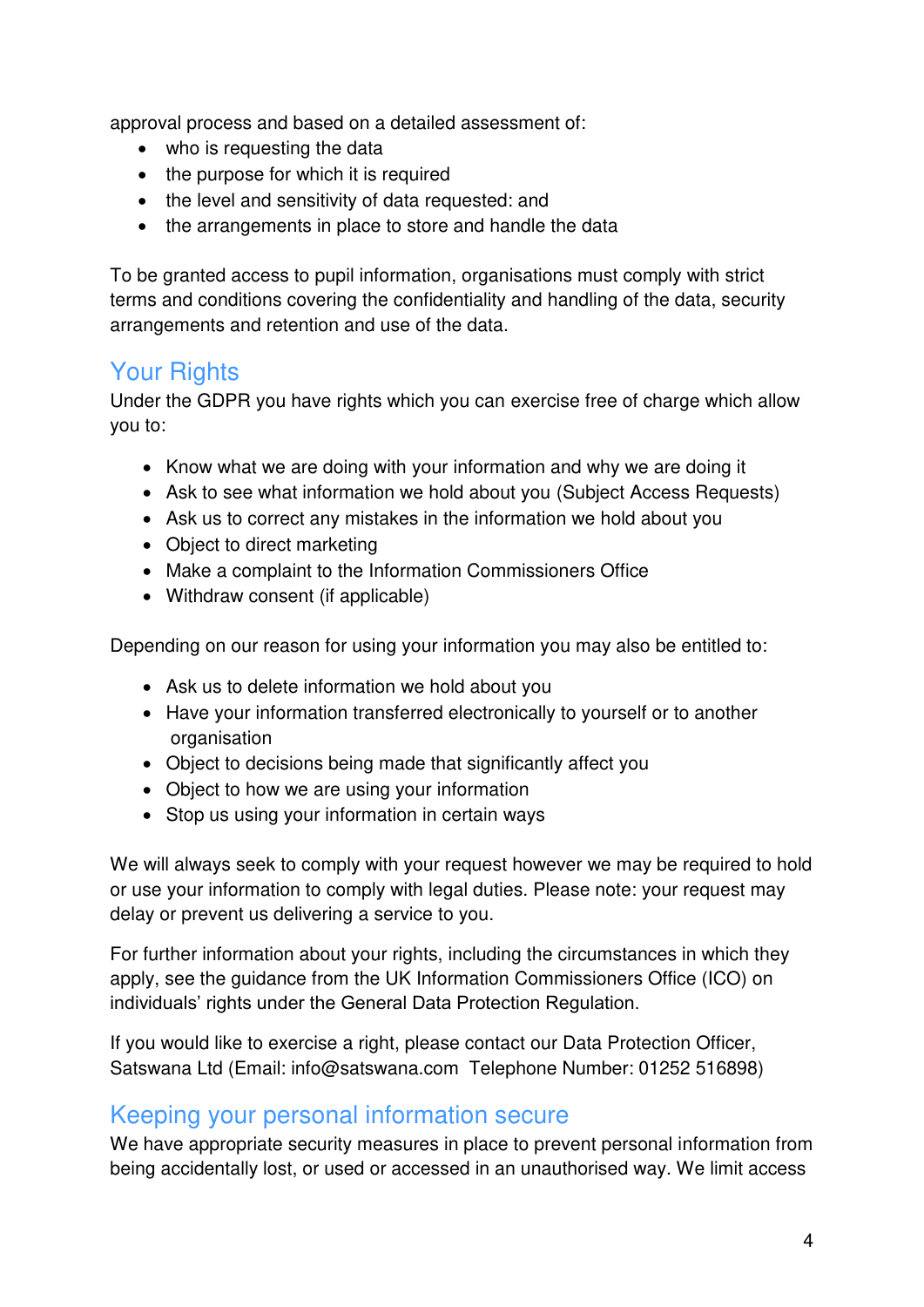approval process and based on a detailed assessment of:

- who is requesting the data
- the purpose for which it is required
- the level and sensitivity of data requested: and
- the arrangements in place to store and handle the data

To be granted access to pupil information, organisations must comply with strict terms and conditions covering the confidentiality and handling of the data, security arrangements and retention and use of the data.

## Your Rights

Under the GDPR you have rights which you can exercise free of charge which allow you to:

- Know what we are doing with your information and why we are doing it
- Ask to see what information we hold about you (Subject Access Requests)
- Ask us to correct any mistakes in the information we hold about you
- Object to direct marketing
- Make a complaint to the Information Commissioners Office
- Withdraw consent (if applicable)

Depending on our reason for using your information you may also be entitled to:

- Ask us to delete information we hold about you
- Have your information transferred electronically to yourself or to another organisation
- Object to decisions being made that significantly affect you
- Object to how we are using your information
- Stop us using your information in certain ways

We will always seek to comply with your request however we may be required to hold or use your information to comply with legal duties. Please note: your request may delay or prevent us delivering a service to you.

For further information about your rights, including the circumstances in which they apply, see the guidance from the UK Information Commissioners Office (ICO) on individuals' rights under the General Data Protection Regulation.

If you would like to exercise a right, please contact our Data Protection Officer, Satswana Ltd (Email: info@satswana.com Telephone Number: 01252 516898)

## Keeping your personal information secure

We have appropriate security measures in place to prevent personal information from being accidentally lost, or used or accessed in an unauthorised way. We limit access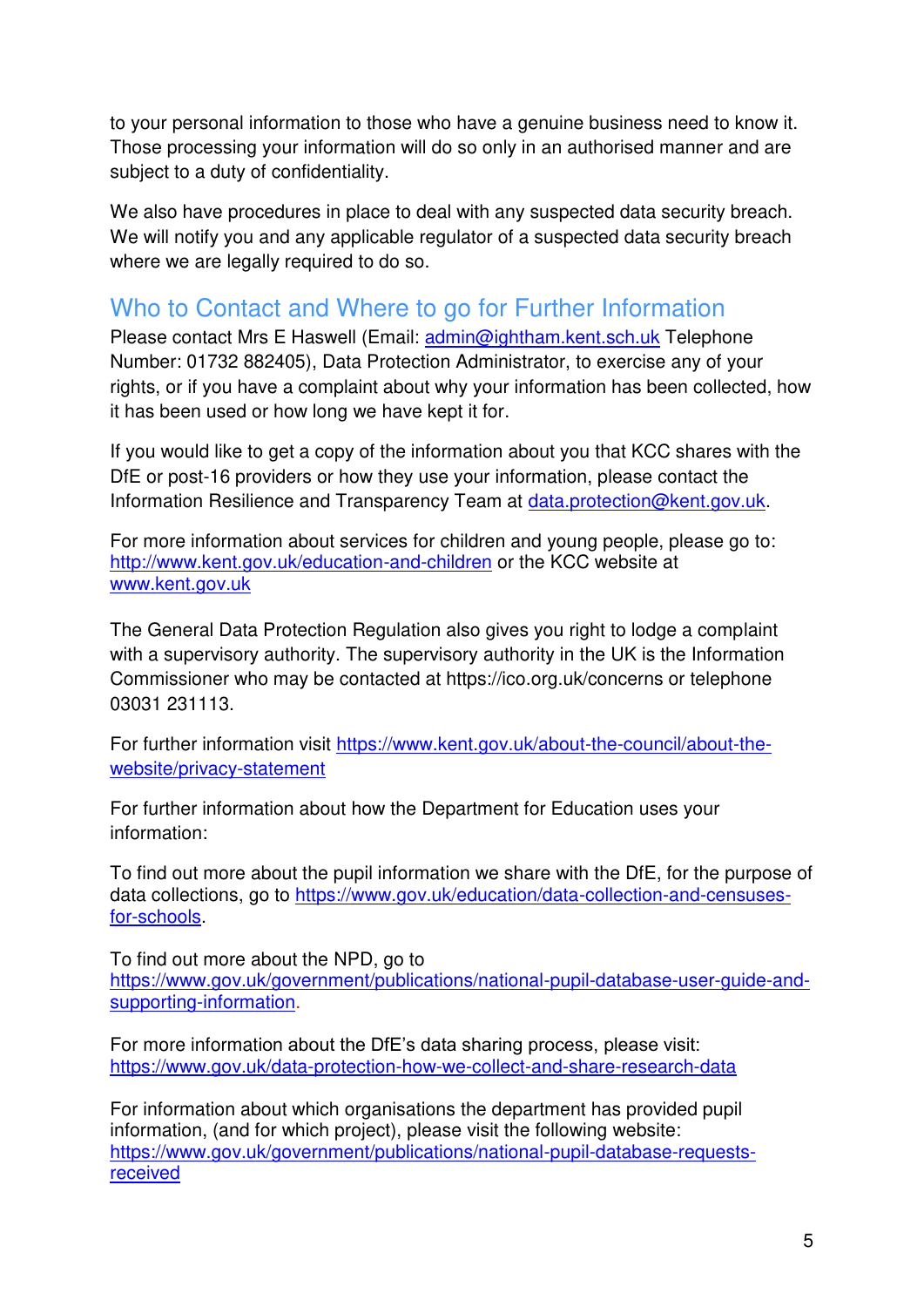to your personal information to those who have a genuine business need to know it. Those processing your information will do so only in an authorised manner and are subject to a duty of confidentiality.

We also have procedures in place to deal with any suspected data security breach. We will notify you and any applicable regulator of a suspected data security breach where we are legally required to do so.

## Who to Contact and Where to go for Further Information

Please contact Mrs E Haswell (Email: admin@ightham.kent.sch.uk Telephone Number: 01732 882405), Data Protection Administrator, to exercise any of your rights, or if you have a complaint about why your information has been collected, how it has been used or how long we have kept it for.

If you would like to get a copy of the information about you that KCC shares with the DfE or post-16 providers or how they use your information, please contact the Information Resilience and Transparency Team at data.protection@kent.gov.uk.

For more information about services for children and young people, please go to: http://www.kent.gov.uk/education-and-children or the KCC website at www.kent.gov.uk

The General Data Protection Regulation also gives you right to lodge a complaint with a supervisory authority. The supervisory authority in the UK is the Information Commissioner who may be contacted at https://ico.org.uk/concerns or telephone 03031 231113.

For further information visit https://www.kent.gov.uk/about-the-council/about-the-website/privacy-statement

For further information about how the Department for Education uses your information:

To find out more about the pupil information we share with the DfE, for the purpose of data collections, go to https://www.gov.uk/education/data-collection-and-censuses-for-schools.

To find out more about the NPD, go to https://www.gov.uk/government/publications/national-pupil-database-user-guide-and-supporting-information.

For more information about the DfE's data sharing process, please visit: https://www.gov.uk/data-protection-how-we-collect-and-share-research-data

For information about which organisations the department has provided pupil information, (and for which project), please visit the following website: https://www.gov.uk/government/publications/national-pupil-database-requests-received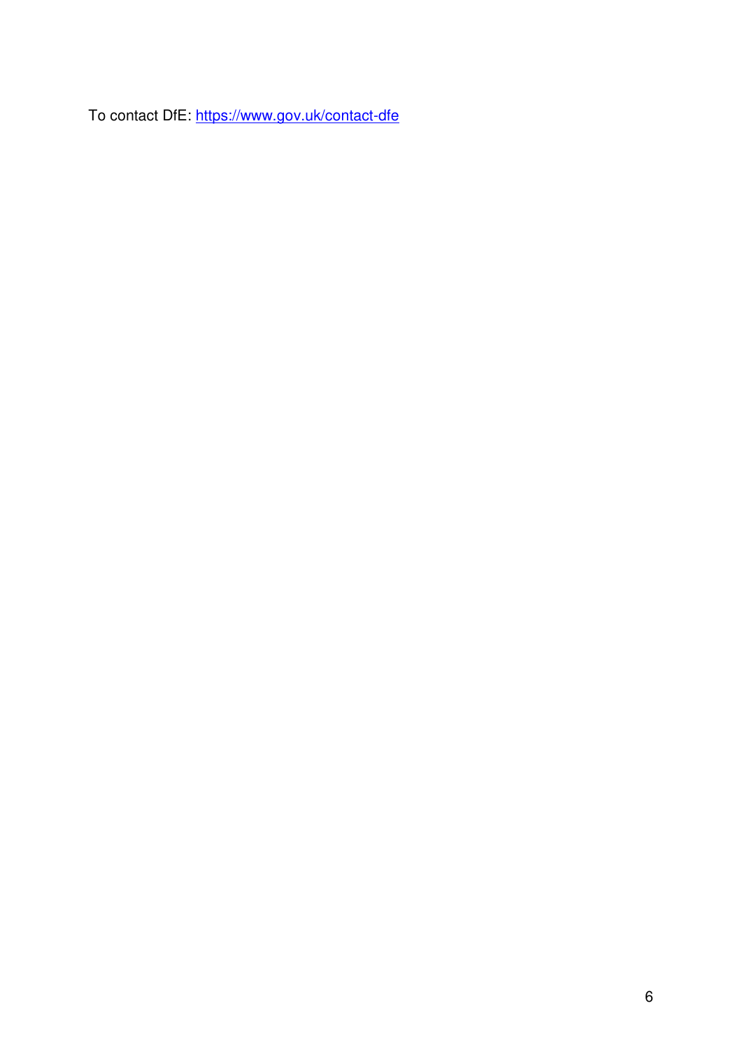To contact DfE: [https://www.gov.uk/contact-dfe](https://www.gov.uk/contact-dfe)